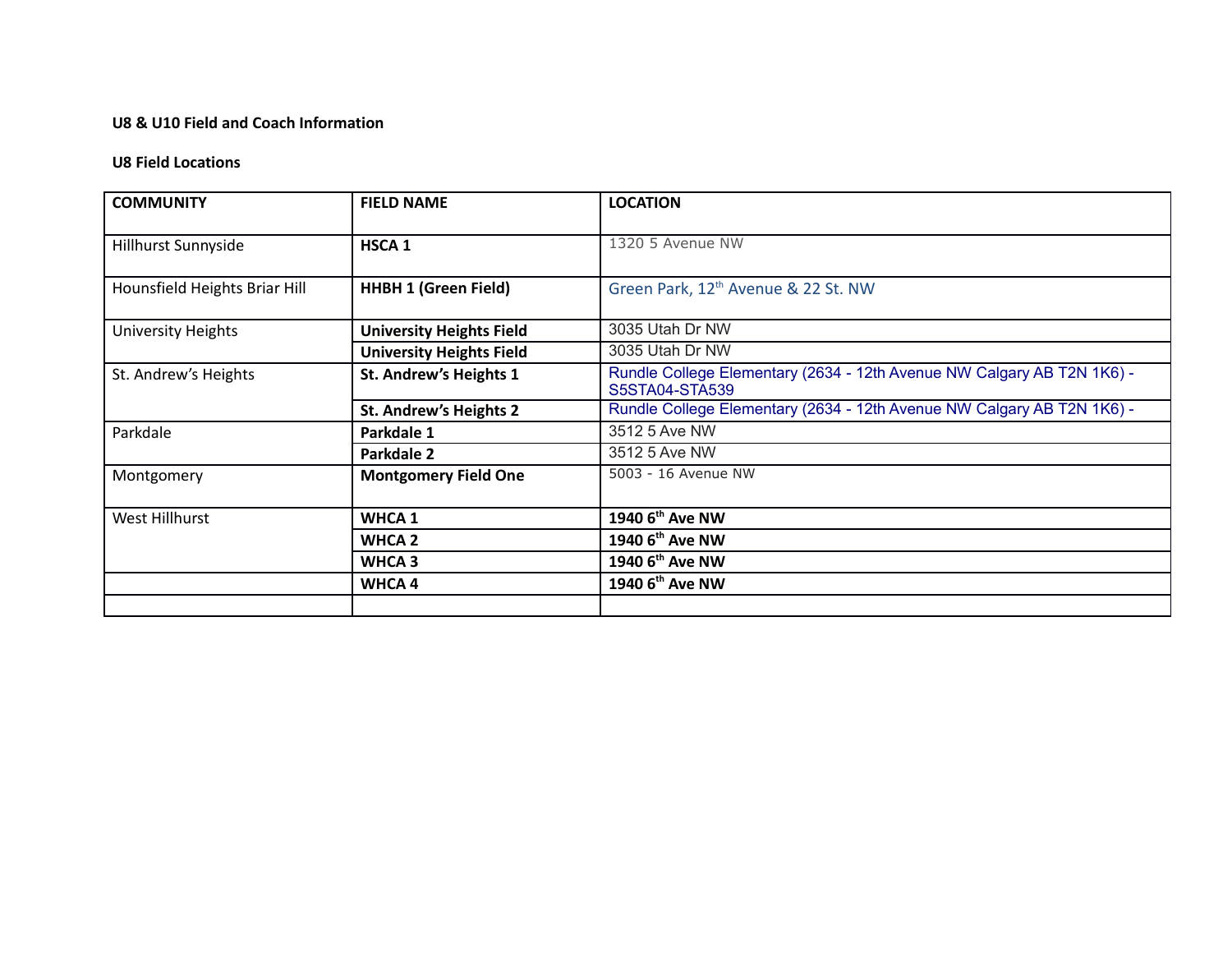**U8 & U10 Field and Coach Information**

**U8 Field Locations**

| COMMUNITY | FIELD NAME | LOCATION |
|---|---|---|
| Hillhurst Sunnyside | **HSCA 1** | 1320 5 Avenue NW |
| Hounsfield Heights Briar Hill | **HHBH 1 (Green Field)** | Green Park, 12th Avenue & 22 St. NW |
| University Heights | **University Heights Field** | 3035 Utah Dr NW |
| | **University Heights Field** | 3035 Utah Dr NW |
| St. Andrew's Heights | **St. Andrew's Heights 1** | Rundle College Elementary (2634 - 12th Avenue NW Calgary AB T2N 1K6) - S5STA04-STA539 |
| | **St. Andrew's Heights 2** | Rundle College Elementary (2634 - 12th Avenue NW Calgary AB T2N 1K6) - |
| Parkdale | **Parkdale 1** | 3512 5 Ave NW |
| | **Parkdale 2** | 3512 5 Ave NW |
| Montgomery | **Montgomery Field One** | 5003 - 16 Avenue NW |
| West Hillhurst | **WHCA 1** | **1940 6th Ave NW** |
| | **WHCA 2** | **1940 6th Ave NW** |
| | **WHCA 3** | **1940 6th Ave NW** |
| | **WHCA 4** | **1940 6th Ave NW** |
| | | |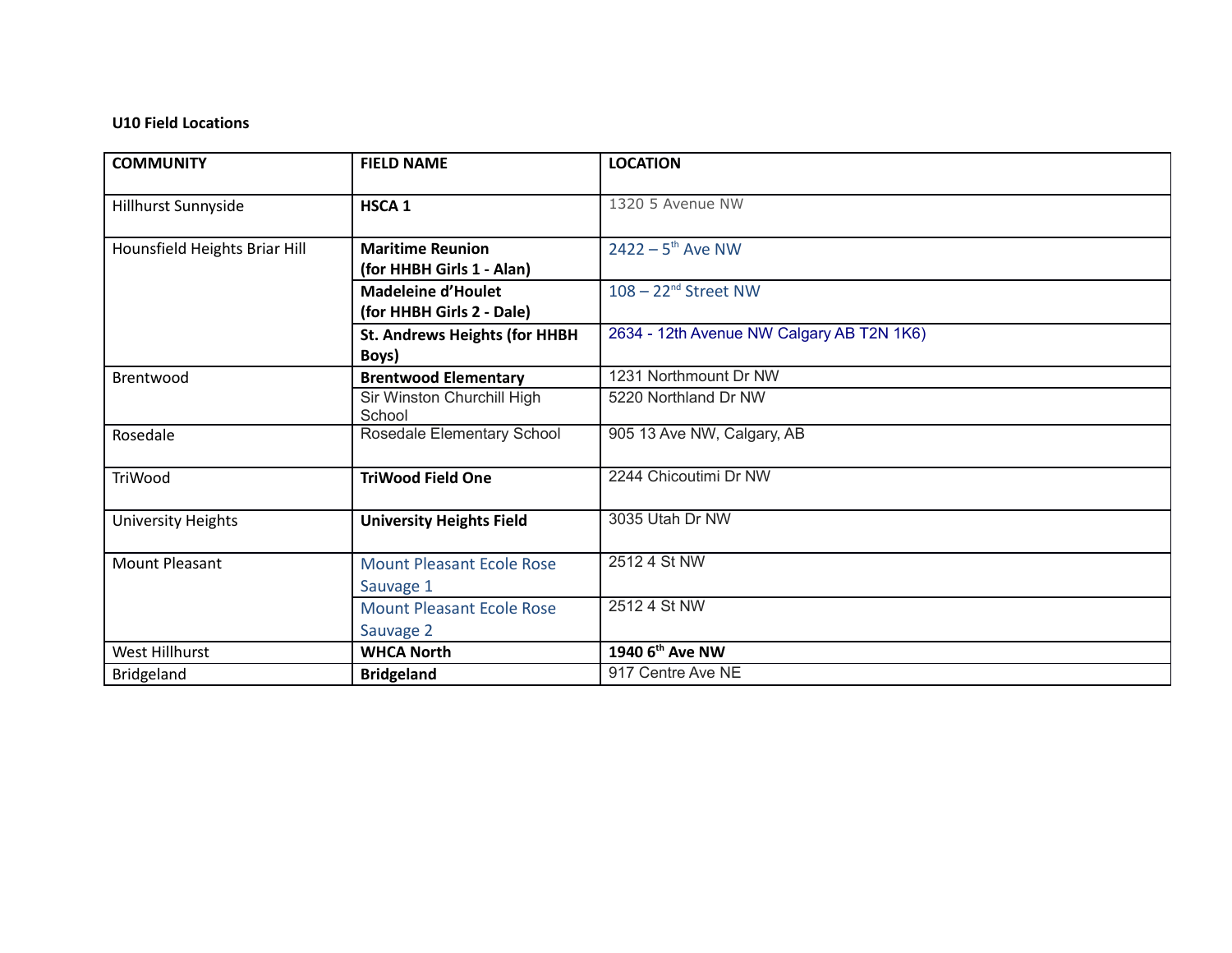**U10 Field Locations**

| COMMUNITY | FIELD NAME | LOCATION |
|---|---|---|
| Hillhurst Sunnyside | **HSCA 1** | 1320 5 Avenue NW |
| Hounsfield Heights Briar Hill | **Maritime Reunion (for HHBH Girls 1 - Alan)** | 2422 – 5th Ave NW |
| | **Madeleine d'Houlet (for HHBH Girls 2 - Dale)** | 108 – 22nd Street NW |
| | **St. Andrews Heights (for HHBH Boys)** | 2634 - 12th Avenue NW Calgary AB T2N 1K6) |
| Brentwood | **Brentwood Elementary** | 1231 Northmount Dr NW |
| | Sir Winston Churchill High School | 5220 Northland Dr NW |
| Rosedale | Rosedale Elementary School | 905 13 Ave NW, Calgary, AB |
| TriWood | **TriWood Field One** | 2244 Chicoutimi Dr NW |
| University Heights | **University Heights Field** | 3035 Utah Dr NW |
| Mount Pleasant | Mount Pleasant Ecole Rose Sauvage 1 | 2512 4 St NW |
| | Mount Pleasant Ecole Rose Sauvage 2 | 2512 4 St NW |
| West Hillhurst | **WHCA North** | **1940 6th Ave NW** |
| Bridgeland | **Bridgeland** | 917 Centre Ave NE |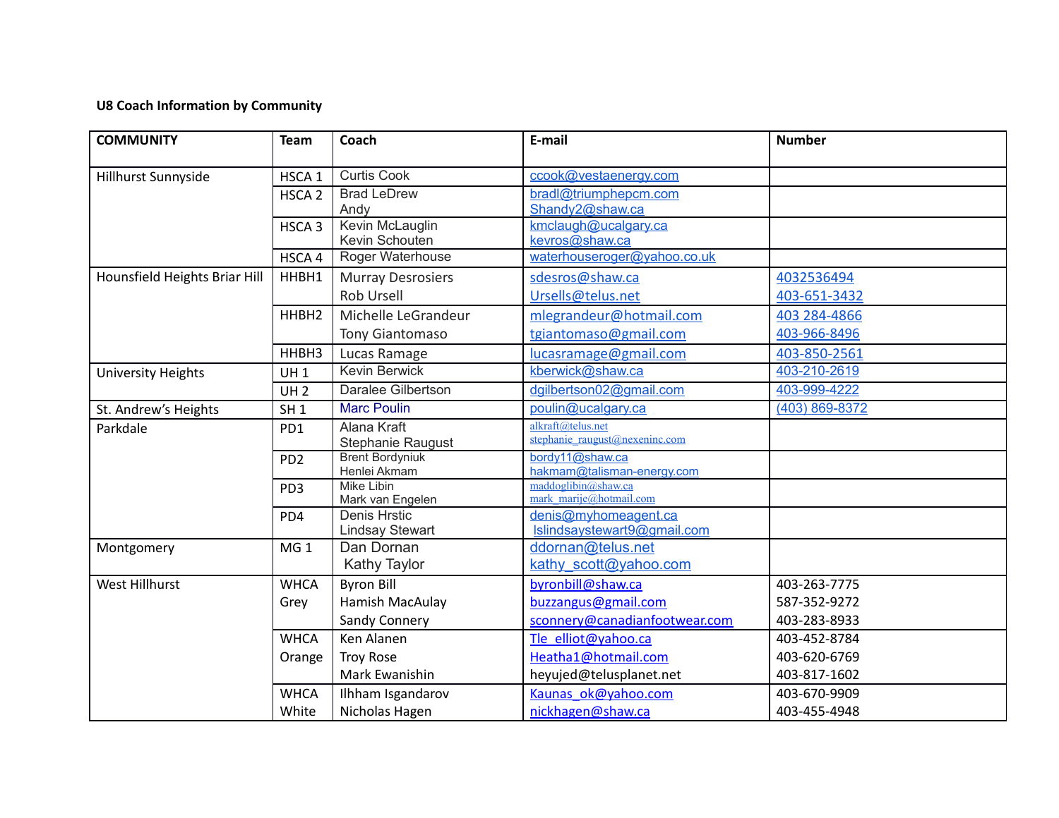**U8 Coach Information by Community**

| COMMUNITY | Team | Coach | E-mail | Number |
|---|---|---|---|---|
| Hillhurst Sunnyside | HSCA 1 | Curtis Cook | ccook@vestaenergy.com | |
| | HSCA 2 | Brad LeDrew<br>Andy | bradl@triumphepcm.com<br>Shandy2@shaw.ca | |
| | HSCA 3 | Kevin McLauglin<br>Kevin Schouten | kmclaugh@ucalgary.ca<br>kevros@shaw.ca | |
| | HSCA 4 | Roger Waterhouse | waterhouseroger@yahoo.co.uk | |
| Hounsfield Heights Briar Hill | HHBH1 | Murray Desrosiers<br>Rob Ursell | sdesros@shaw.ca<br>Ursells@telus.net | 4032536494<br>403-651-3432 |
| | HHBH2 | Michelle LeGrandeur<br>Tony Giantomaso | mlegrandeur@hotmail.com<br>tgiantomaso@gmail.com | 403 284-4866<br>403-966-8496 |
| | HHBH3 | Lucas Ramage | lucasramage@gmail.com | 403-850-2561 |
| University Heights | UH 1 | Kevin Berwick | kberwick@shaw.ca | 403-210-2619 |
| | UH 2 | Daralee Gilbertson | dgilbertson02@gmail.com | 403-999-4222 |
| St. Andrew's Heights | SH 1 | Marc Poulin | poulin@ucalgary.ca | (403) 869-8372 |
| Parkdale | PD1 | Alana Kraft<br>Stephanie Raugust | alkraft@telus.net<br>stephanie_raugust@nexeninc.com | |
| | PD2 | Brent Bordyniuk<br>Henlei Akmam | bordy11@shaw.ca<br>hakmam@talisman-energy.com | |
| | PD3 | Mike Libin<br>Mark van Engelen | maddoglibin@shaw.ca<br>mark_marije@hotmail.com | |
| | PD4 | Denis Hrstic<br>Lindsay Stewart | denis@myhomeagent.ca<br>lslindsaystewart9@gmail.com | |
| Montgomery | MG 1 | Dan Dornan<br>Kathy Taylor | ddornan@telus.net<br>kathy_scott@yahoo.com | |
| West Hillhurst | WHCA Grey | Byron Bill<br>Hamish MacAulay<br>Sandy Connery | byronbill@shaw.ca<br>buzzangus@gmail.com<br>sconnery@canadianfootwear.com | 403-263-7775<br>587-352-9272<br>403-283-8933 |
| | WHCA Orange | Ken Alanen<br>Troy Rose<br>Mark Ewanishin | Tle_elliot@yahoo.ca<br>Heatha1@hotmail.com<br>heyujed@telusplanet.net | 403-452-8784<br>403-620-6769<br>403-817-1602 |
| | WHCA White | Ilhham Isgandarov<br>Nicholas Hagen | Kaunas_ok@yahoo.com<br>nickhagen@shaw.ca | 403-670-9909<br>403-455-4948 |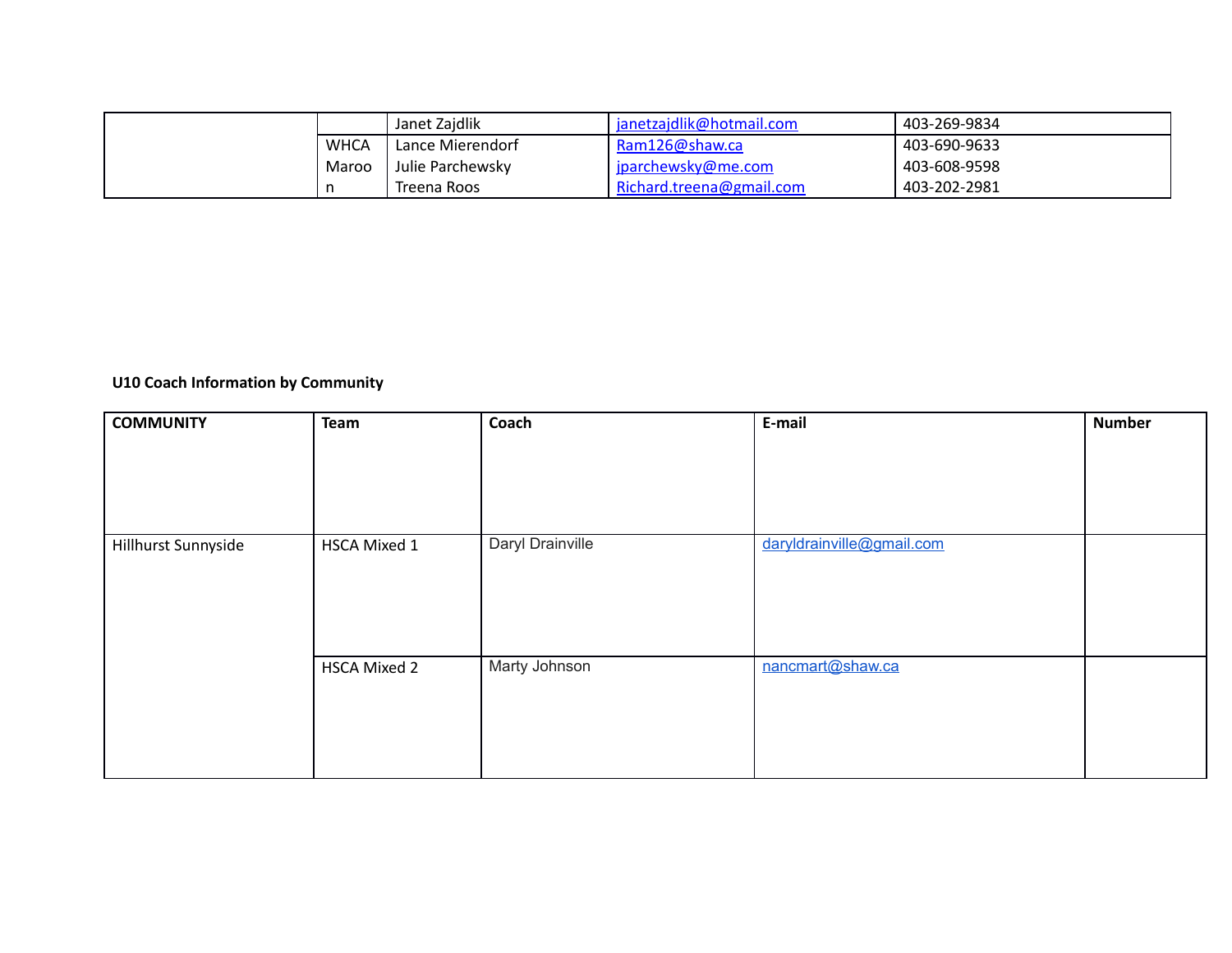| | | | | |
|---|---|---|---|---|
| | | Janet Zajdlik | janetzajdlik@hotmail.com | 403-269-9834 |
| | WHCA Maroon | Lance Mierendorf<br>Julie Parchewsky<br>Treena Roos | Ram126@shaw.ca<br>jparchewsky@me.com<br>Richard.treena@gmail.com | 403-690-9633<br>403-608-9598<br>403-202-2981 |

**U10 Coach Information by Community**

| COMMUNITY | Team | Coach | E-mail | Number |
|---|---|---|---|---|
| Hillhurst Sunnyside | HSCA Mixed 1 | Daryl Drainville | daryldrainville@gmail.com | |
| | HSCA Mixed 2 | Marty Johnson | nancmart@shaw.ca | |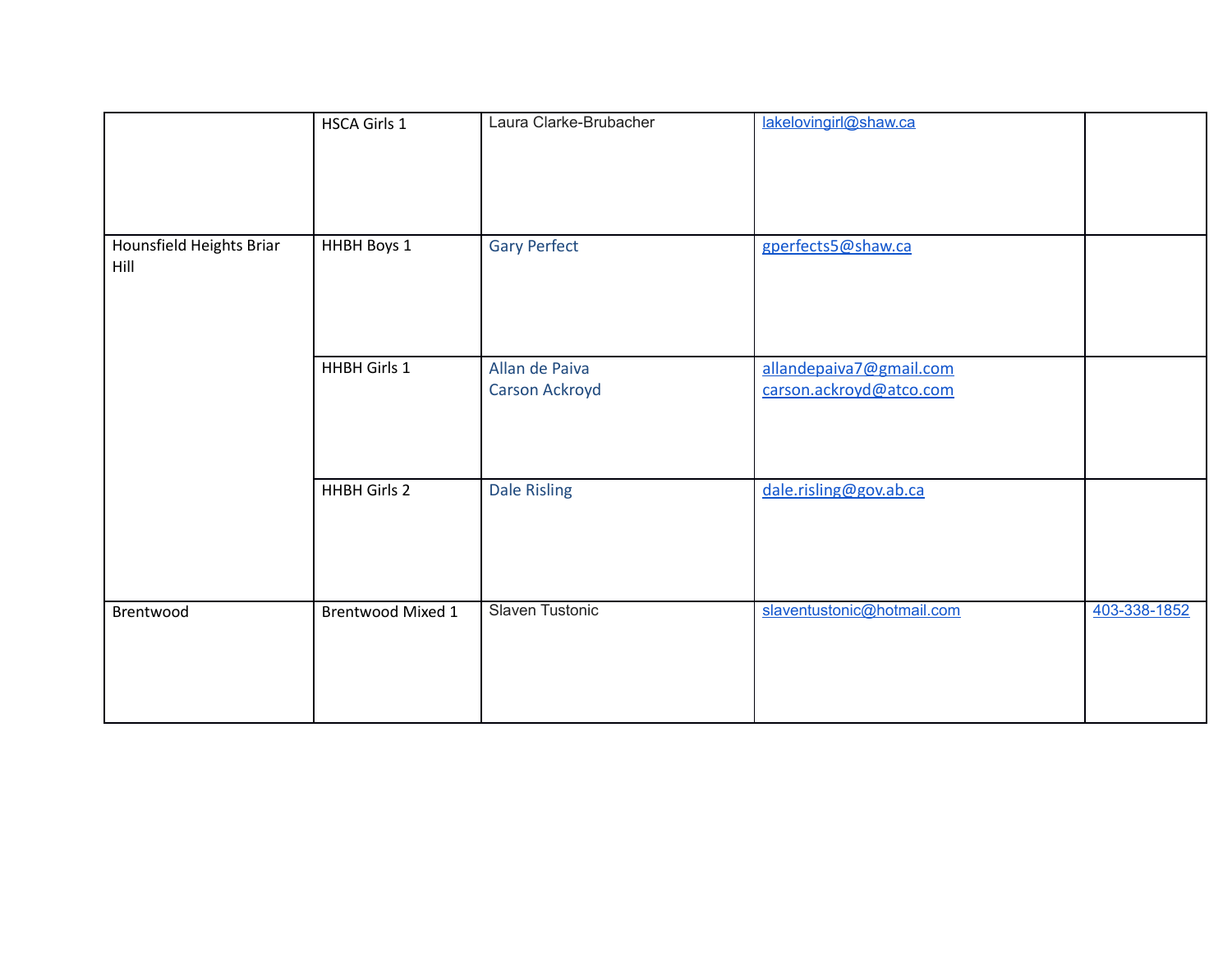|  |  |  |  |  |
|---|---|---|---|---|
|  | HSCA Girls 1 | Laura Clarke-Brubacher | lakelovingirl@shaw.ca |  |
| Hounsfield Heights Briar Hill | HHBH Boys 1 | Gary Perfect | gperfects5@shaw.ca |  |
|  | HHBH Girls 1 | Allan de Paiva<br>Carson Ackroyd | allandepaiva7@gmail.com<br>carson.ackroyd@atco.com |  |
|  | HHBH Girls 2 | Dale Risling | dale.risling@gov.ab.ca |  |
| Brentwood | Brentwood Mixed 1 | Slaven Tustonic | slaventustonic@hotmail.com | 403-338-1852 |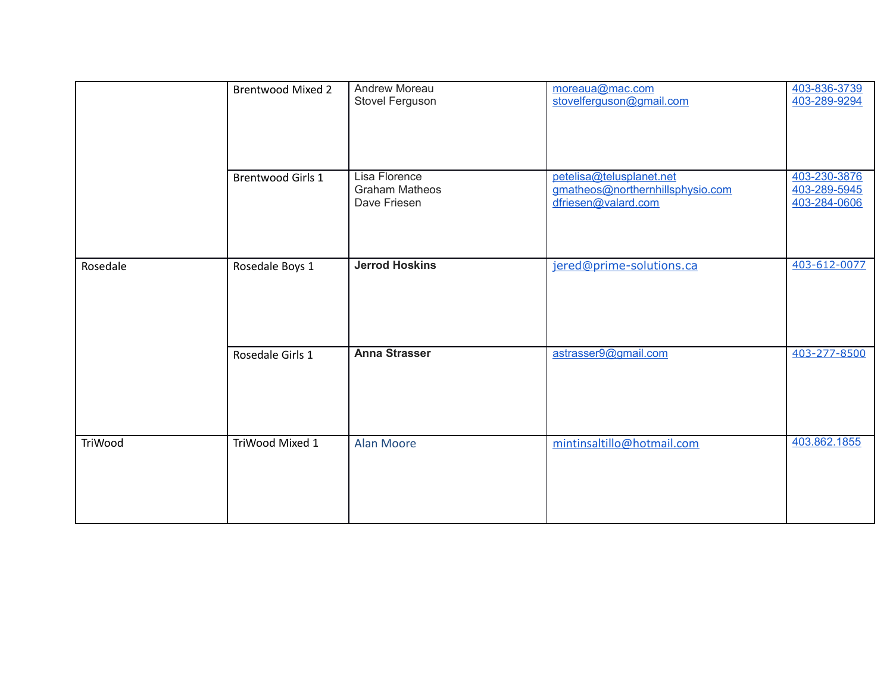| | | | | |
|---|---|---|---|---|
| | Brentwood Mixed 2 | Andrew Moreau<br>Stovel Ferguson | moreaua@mac.com<br>stovelferguson@gmail.com | 403-836-3739<br>403-289-9294 |
| | Brentwood Girls 1 | Lisa Florence<br>Graham Matheos<br>Dave Friesen | petelisa@telusplanet.net<br>gmatheos@northernhillsphysio.com<br>dfriesen@valard.com | 403-230-3876<br>403-289-5945<br>403-284-0606 |
| Rosedale | Rosedale Boys 1 | **Jerrod Hoskins** | jered@prime-solutions.ca | 403-612-0077 |
| | Rosedale Girls 1 | **Anna Strasser** | astrasser9@gmail.com | 403-277-8500 |
| TriWood | TriWood Mixed 1 | Alan Moore | mintinsaltillo@hotmail.com | 403.862.1855 |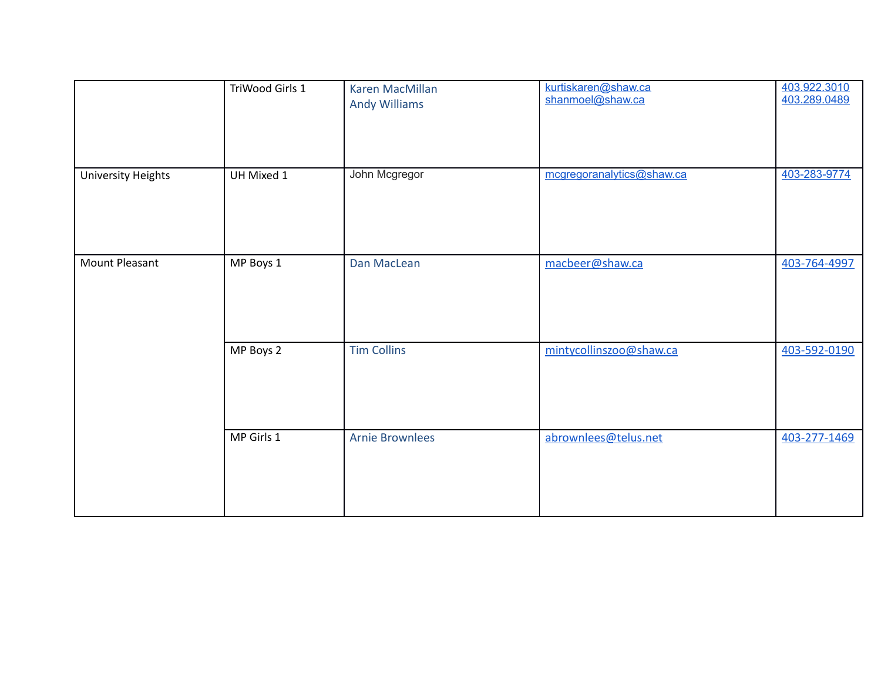| | | | | |
|---|---|---|---|---|
| | TriWood Girls 1 | Karen MacMillan<br>Andy Williams | kurtiskaren@shaw.ca<br>shanmoel@shaw.ca | 403.922.3010<br>403.289.0489 |
| University Heights | UH Mixed 1 | John Mcgregor | mcgregoranalytics@shaw.ca | 403-283-9774 |
| Mount Pleasant | MP Boys 1 | Dan MacLean | macbeer@shaw.ca | 403-764-4997 |
| | MP Boys 2 | Tim Collins | mintycollinszoo@shaw.ca | 403-592-0190 |
| | MP Girls 1 | Arnie Brownlees | abrownlees@telus.net | 403-277-1469 |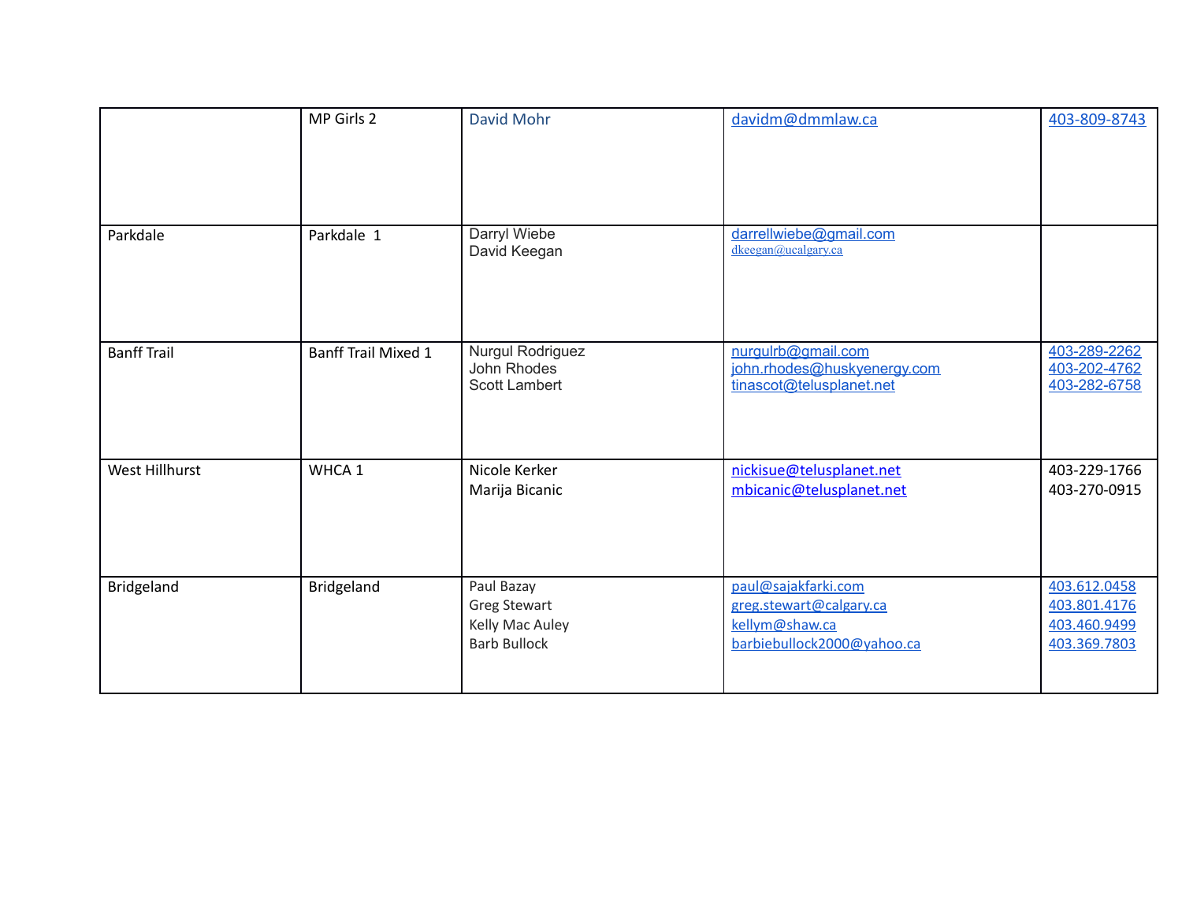| | | | | |
|---|---|---|---|---|
| | MP Girls 2 | David Mohr | davidm@dmmlaw.ca | 403-809-8743 |
| Parkdale | Parkdale 1 | Darryl Wiebe<br>David Keegan | darrellwiebe@gmail.com<br>dkeegan@ucalgary.ca | |
| Banff Trail | Banff Trail Mixed 1 | Nurgul Rodriguez<br>John Rhodes<br>Scott Lambert | nurgulrb@gmail.com<br>john.rhodes@huskyenergy.com<br>tinascot@telusplanet.net | 403-289-2262<br>403-202-4762<br>403-282-6758 |
| West Hillhurst | WHCA 1 | Nicole Kerker<br>Marija Bicanic | nickisue@telusplanet.net<br>mbicanic@telusplanet.net | 403-229-1766<br>403-270-0915 |
| Bridgeland | Bridgeland | Paul Bazay<br>Greg Stewart<br>Kelly Mac Auley<br>Barb Bullock | paul@sajakfarki.com<br>greg.stewart@calgary.ca<br>kellym@shaw.ca<br>barbiebullock2000@yahoo.ca | 403.612.0458<br>403.801.4176<br>403.460.9499<br>403.369.7803 |